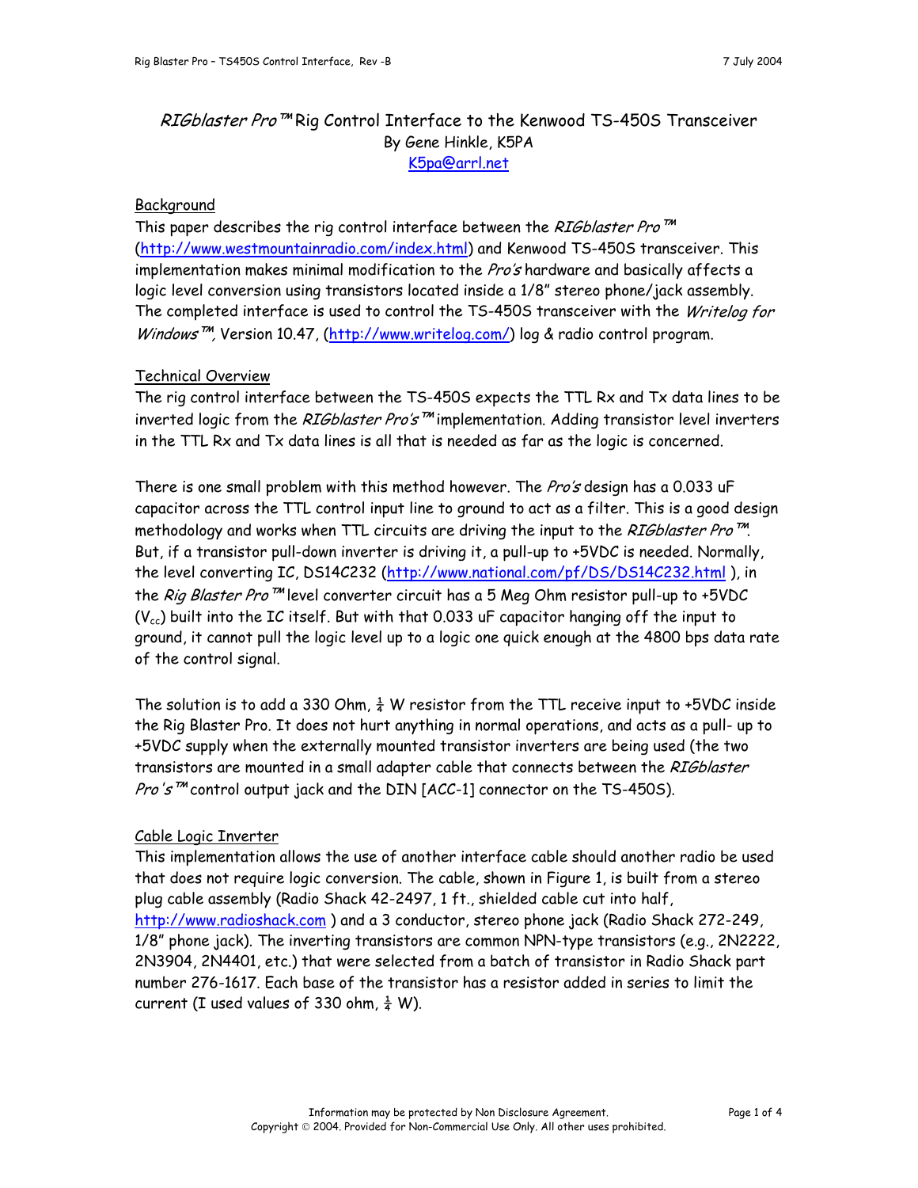# *RIGblaster Pro*™ Rig Control Interface to the Kenwood TS-450S Transceiver

By Gene Hinkle, K5PA

K5pa@arrl.net

## Background

This paper describes the rig control interface between the *RIGblaster Pro*™ (http://www.westmountainradio.com/index.html) and Kenwood TS-450S transceiver. This implementation makes minimal modification to the *Pro's* hardware and basically affects a logic level conversion using transistors located inside a 1/8" stereo phone/jack assembly. The completed interface is used to control the TS-450S transceiver with the *Writelog for Windows*™, Version 10.47, (http://www.writelog.com/) log & radio control program.

## Technical Overview

The rig control interface between the TS-450S expects the TTL Rx and Tx data lines to be inverted logic from the *RIGblaster Pro's*™ implementation. Adding transistor level inverters in the TTL Rx and Tx data lines is all that is needed as far as the logic is concerned.

There is one small problem with this method however. The *Pro's* design has a 0.033 uF capacitor across the TTL control input line to ground to act as a filter. This is a good design methodology and works when TTL circuits are driving the input to the *RIGblaster Pro*™. But, if a transistor pull-down inverter is driving it, a pull-up to +5VDC is needed. Normally, the level converting IC, DS14C232 (http://www.national.com/pf/DS/DS14C232.html ), in the *Rig Blaster Pro*™ level converter circuit has a 5 Meg Ohm resistor pull-up to +5VDC ($V_{cc}$) built into the IC itself. But with that 0.033 uF capacitor hanging off the input to ground, it cannot pull the logic level up to a logic one quick enough at the 4800 bps data rate of the control signal.

The solution is to add a 330 Ohm, ¼ W resistor from the TTL receive input to +5VDC inside the Rig Blaster Pro. It does not hurt anything in normal operations, and acts as a pull- up to +5VDC supply when the externally mounted transistor inverters are being used (the two transistors are mounted in a small adapter cable that connects between the *RIGblaster Pro's*™ control output jack and the DIN [ACC-1] connector on the TS-450S).

## Cable Logic Inverter

This implementation allows the use of another interface cable should another radio be used that does not require logic conversion. The cable, shown in Figure 1, is built from a stereo plug cable assembly (Radio Shack 42-2497, 1 ft., shielded cable cut into half, http://www.radioshack.com ) and a 3 conductor, stereo phone jack (Radio Shack 272-249, 1/8" phone jack). The inverting transistors are common NPN-type transistors (e.g., 2N2222, 2N3904, 2N4401, etc.) that were selected from a batch of transistor in Radio Shack part number 276-1617. Each base of the transistor has a resistor added in series to limit the current (I used values of 330 ohm, ¼ W).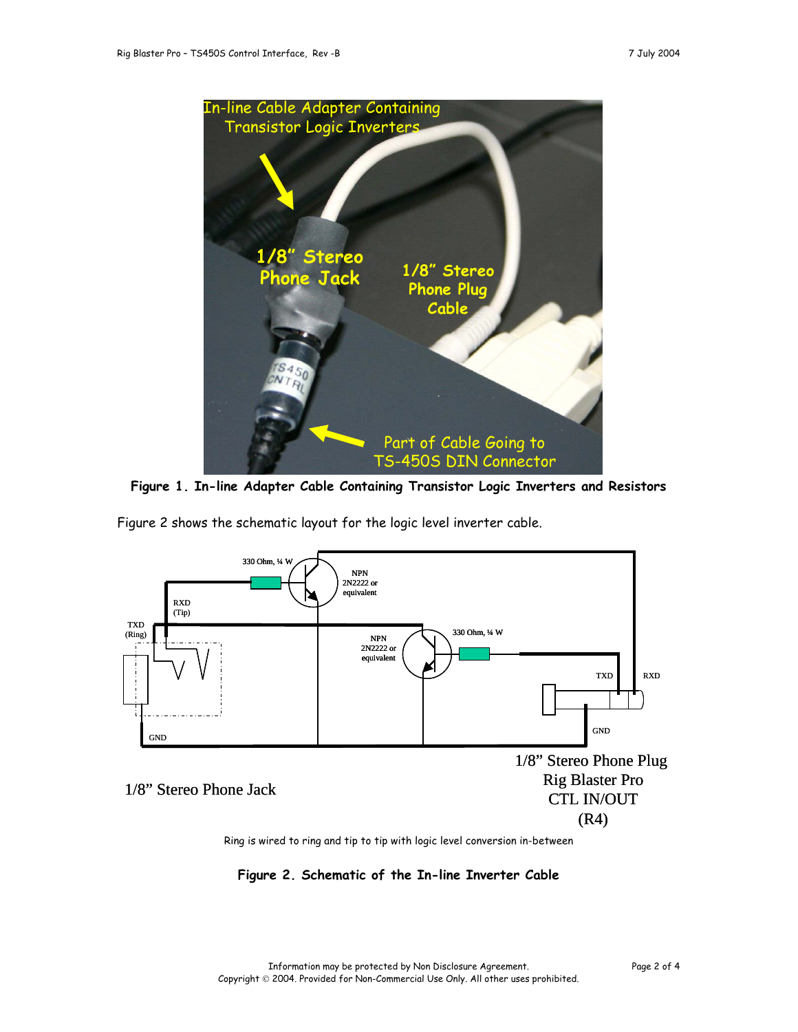**Figure 1. In-line Adapter Cable Containing Transistor Logic Inverters and Resistors**

Figure 2 shows the schematic layout for the logic level inverter cable.

Ring is wired to ring and tip to tip with logic level conversion in-between

**Figure 2. Schematic of the In-line Inverter Cable**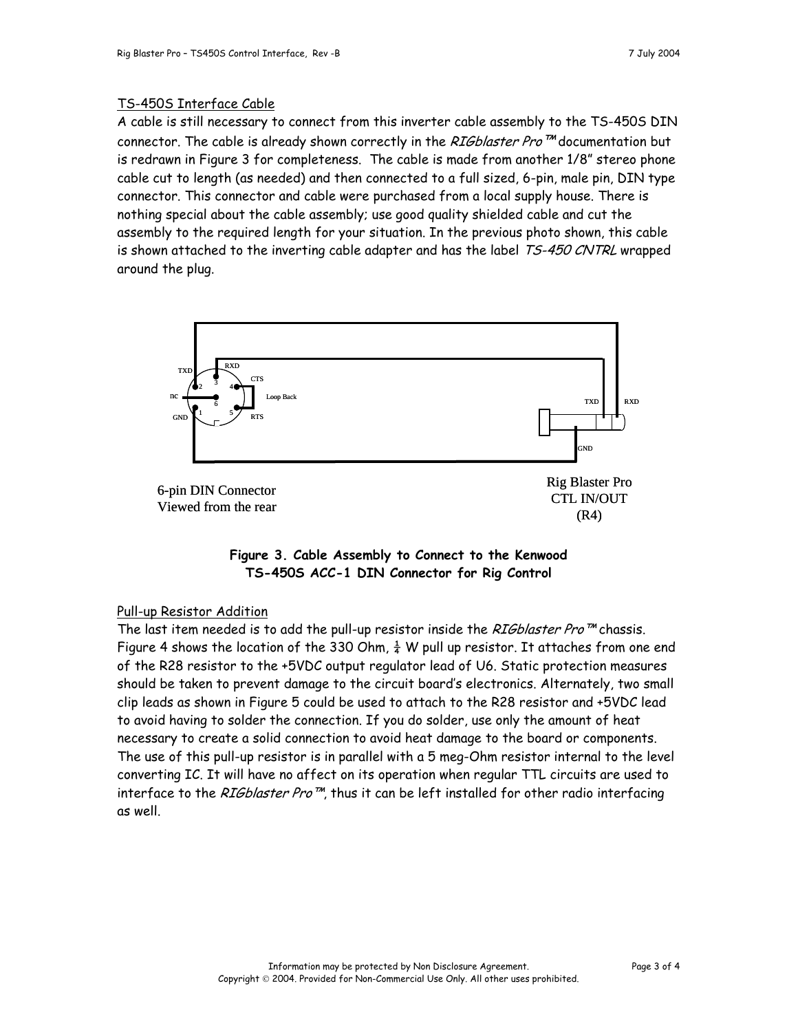TS-450S Interface Cable

A cable is still necessary to connect from this inverter cable assembly to the TS-450S DIN connector. The cable is already shown correctly in the *RIGblaster Pro™* documentation but is redrawn in Figure 3 for completeness. The cable is made from another 1/8" stereo phone cable cut to length (as needed) and then connected to a full sized, 6-pin, male pin, DIN type connector. This connector and cable were purchased from a local supply house. There is nothing special about the cable assembly; use good quality shielded cable and cut the assembly to the required length for your situation. In the previous photo shown, this cable is shown attached to the inverting cable adapter and has the label *TS-450 CNTRL* wrapped around the plug.

6-pin DIN Connector
Viewed from the rear

Rig Blaster Pro
CTL IN/OUT
(R4)

**Figure 3. Cable Assembly to Connect to the Kenwood TS-450S ACC-1 DIN Connector for Rig Control**

Pull-up Resistor Addition

The last item needed is to add the pull-up resistor inside the *RIGblaster Pro™* chassis. Figure 4 shows the location of the 330 Ohm, ¼ W pull up resistor. It attaches from one end of the R28 resistor to the +5VDC output regulator lead of U6. Static protection measures should be taken to prevent damage to the circuit board's electronics. Alternately, two small clip leads as shown in Figure 5 could be used to attach to the R28 resistor and +5VDC lead to avoid having to solder the connection. If you do solder, use only the amount of heat necessary to create a solid connection to avoid heat damage to the board or components. The use of this pull-up resistor is in parallel with a 5 meg-Ohm resistor internal to the level converting IC. It will have no affect on its operation when regular TTL circuits are used to interface to the *RIGblaster Pro™*, thus it can be left installed for other radio interfacing as well.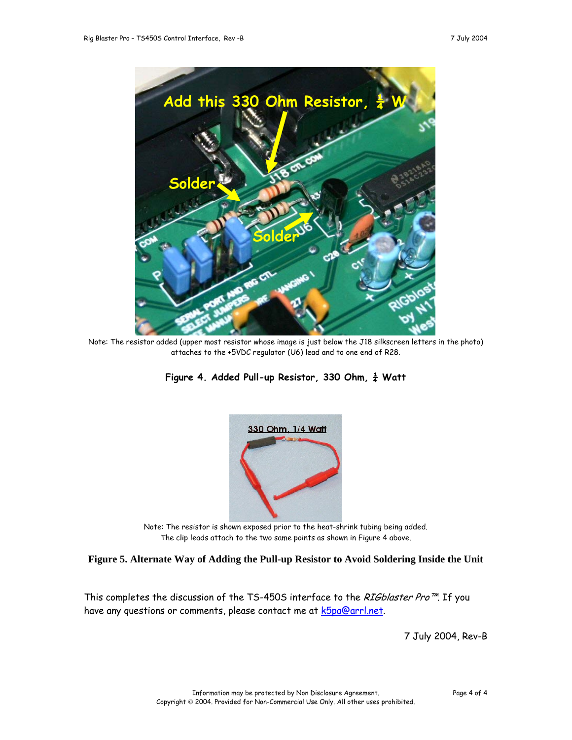Note: The resistor added (upper most resistor whose image is just below the J18 silkscreen letters in the photo) attaches to the +5VDC regulator (U6) lead and to one end of R28.

**Figure 4. Added Pull-up Resistor, 330 Ohm, ¼ Watt**

Note: The resistor is shown exposed prior to the heat-shrink tubing being added.
The clip leads attach to the two same points as shown in Figure 4 above.

**Figure 5. Alternate Way of Adding the Pull-up Resistor to Avoid Soldering Inside the Unit**

This completes the discussion of the TS-450S interface to the *RIGblaster Pro™*. If you have any questions or comments, please contact me at k5pa@arrl.net.

7 July 2004, Rev-B

Information may be protected by Non Disclosure Agreement.
Copyright © 2004. Provided for Non-Commercial Use Only. All other uses prohibited.